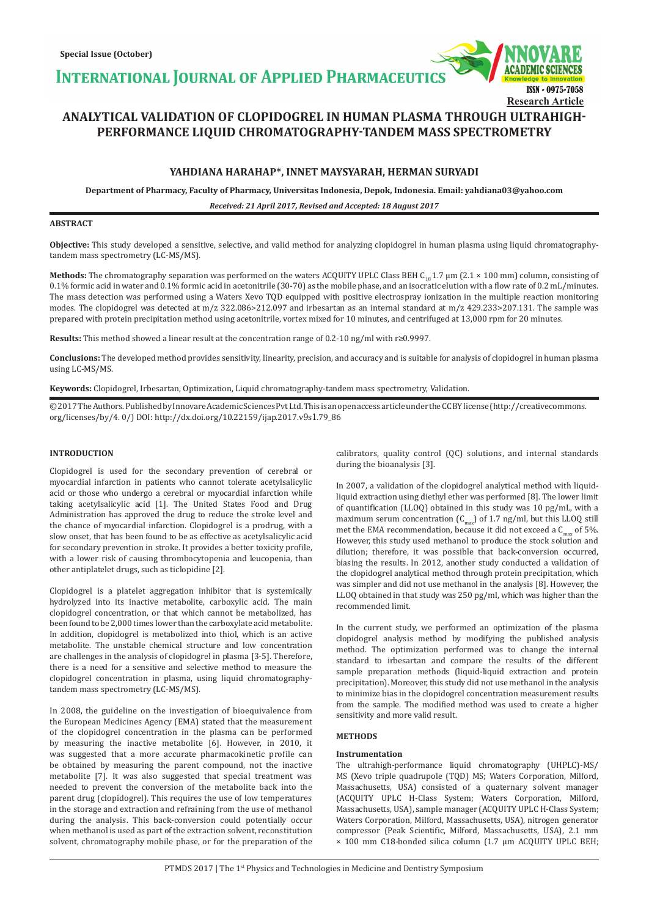Special Issue (October)

**International Journal of Applied Pharmaceutics**

ISSN - 0975-7058

**Research Article**

# ANALYTICAL VALIDATION OF CLOPIDOGREL IN HUMAN PLASMA THROUGH ULTRAHIGH-PERFORMANCE LIQUID CHROMATOGRAPHY-TANDEM MASS SPECTROMETRY

**YAHDIANA HARAHAP*, INNET MAYSYARAH, HERMAN SURYADI**

**Department of Pharmacy, Faculty of Pharmacy, Universitas Indonesia, Depok, Indonesia. Email: yahdiana03@yahoo.com**

***Received: 21 April 2017, Revised and Accepted: 18 August 2017***

## ABSTRACT

**Objective:** This study developed a sensitive, selective, and valid method for analyzing clopidogrel in human plasma using liquid chromatography-tandem mass spectrometry (LC-MS/MS).

**Methods:** The chromatography separation was performed on the waters ACQUITY UPLC Class BEH $C_{18}$ 1.7 µm (2.1 × 100 mm) column, consisting of 0.1% formic acid in water and 0.1% formic acid in acetonitrile (30-70) as the mobile phase, and an isocratic elution with a flow rate of 0.2 mL/minutes. The mass detection was performed using a Waters Xevo TQD equipped with positive electrospray ionization in the multiple reaction monitoring modes. The clopidogrel was detected at m/z 322.086>212.097 and irbesartan as an internal standard at m/z 429.233>207.131. The sample was prepared with protein precipitation method using acetonitrile, vortex mixed for 10 minutes, and centrifuged at 13,000 rpm for 20 minutes.

**Results:** This method showed a linear result at the concentration range of 0.2-10 ng/ml with r≥0.9997.

**Conclusions:** The developed method provides sensitivity, linearity, precision, and accuracy and is suitable for analysis of clopidogrel in human plasma using LC-MS/MS.

**Keywords:** Clopidogrel, Irbesartan, Optimization, Liquid chromatography-tandem mass spectrometry, Validation.

© 2017 The Authors. Published by Innovare Academic Sciences Pvt Ltd. This is an open access article under the CC BY license (http://creativecommons.org/licenses/by/4.0/) DOI: http://dx.doi.org/10.22159/ijap.2017.v9s1.79_86

## INTRODUCTION

Clopidogrel is used for the secondary prevention of cerebral or myocardial infarction in patients who cannot tolerate acetylsalicylic acid or those who undergo a cerebral or myocardial infarction while taking acetylsalicylic acid [1]. The United States Food and Drug Administration has approved the drug to reduce the stroke level and the chance of myocardial infarction. Clopidogrel is a prodrug, with a slow onset, that has been found to be as effective as acetylsalicylic acid for secondary prevention in stroke. It provides a better toxicity profile, with a lower risk of causing thrombocytopenia and leucopenia, than other antiplatelet drugs, such as ticlopidine [2].

Clopidogrel is a platelet aggregation inhibitor that is systemically hydrolyzed into its inactive metabolite, carboxylic acid. The main clopidogrel concentration, or that which cannot be metabolized, has been found to be 2,000 times lower than the carboxylate acid metabolite. In addition, clopidogrel is metabolized into thiol, which is an active metabolite. The unstable chemical structure and low concentration are challenges in the analysis of clopidogrel in plasma [3-5]. Therefore, there is a need for a sensitive and selective method to measure the clopidogrel concentration in plasma, using liquid chromatography-tandem mass spectrometry (LC-MS/MS).

In 2008, the guideline on the investigation of bioequivalence from the European Medicines Agency (EMA) stated that the measurement of the clopidogrel concentration in the plasma can be performed by measuring the inactive metabolite [6]. However, in 2010, it was suggested that a more accurate pharmacokinetic profile can be obtained by measuring the parent compound, not the inactive metabolite [7]. It was also suggested that special treatment was needed to prevent the conversion of the metabolite back into the parent drug (clopidogrel). This requires the use of low temperatures in the storage and extraction and refraining from the use of methanol during the analysis. This back-conversion could potentially occur when methanol is used as part of the extraction solvent, reconstitution solvent, chromatography mobile phase, or for the preparation of the calibrators, quality control (QC) solutions, and internal standards during the bioanalysis [3].

In 2007, a validation of the clopidogrel analytical method with liquid-liquid extraction using diethyl ether was performed [8]. The lower limit of quantification (LLOQ) obtained in this study was 10 pg/mL, with a maximum serum concentration ($C_{max}$) of 1.7 ng/ml, but this LLOQ still met the EMA recommendation, because it did not exceed a $C_{max}$ of 5%. However, this study used methanol to produce the stock solution and dilution; therefore, it was possible that back-conversion occurred, biasing the results. In 2012, another study conducted a validation of the clopidogrel analytical method through protein precipitation, which was simpler and did not use methanol in the analysis [8]. However, the LLOQ obtained in that study was 250 pg/ml, which was higher than the recommended limit.

In the current study, we performed an optimization of the plasma clopidogrel analysis method by modifying the published analysis method. The optimization performed was to change the internal standard to irbesartan and compare the results of the different sample preparation methods (liquid-liquid extraction and protein precipitation). Moreover, this study did not use methanol in the analysis to minimize bias in the clopidogrel concentration measurement results from the sample. The modified method was used to create a higher sensitivity and more valid result.

## METHODS

### Instrumentation

The ultrahigh-performance liquid chromatography (UHPLC)-MS/MS (Xevo triple quadrupole (TQD) MS; Waters Corporation, Milford, Massachusetts, USA) consisted of a quaternary solvent manager (ACQUITY UPLC H-Class System; Waters Corporation, Milford, Massachusetts, USA), sample manager (ACQUITY UPLC H-Class System; Waters Corporation, Milford, Massachusetts, USA), nitrogen generator compressor (Peak Scientific, Milford, Massachusetts, USA), 2.1 mm × 100 mm C18-bonded silica column (1.7 µm ACQUITY UPLC BEH;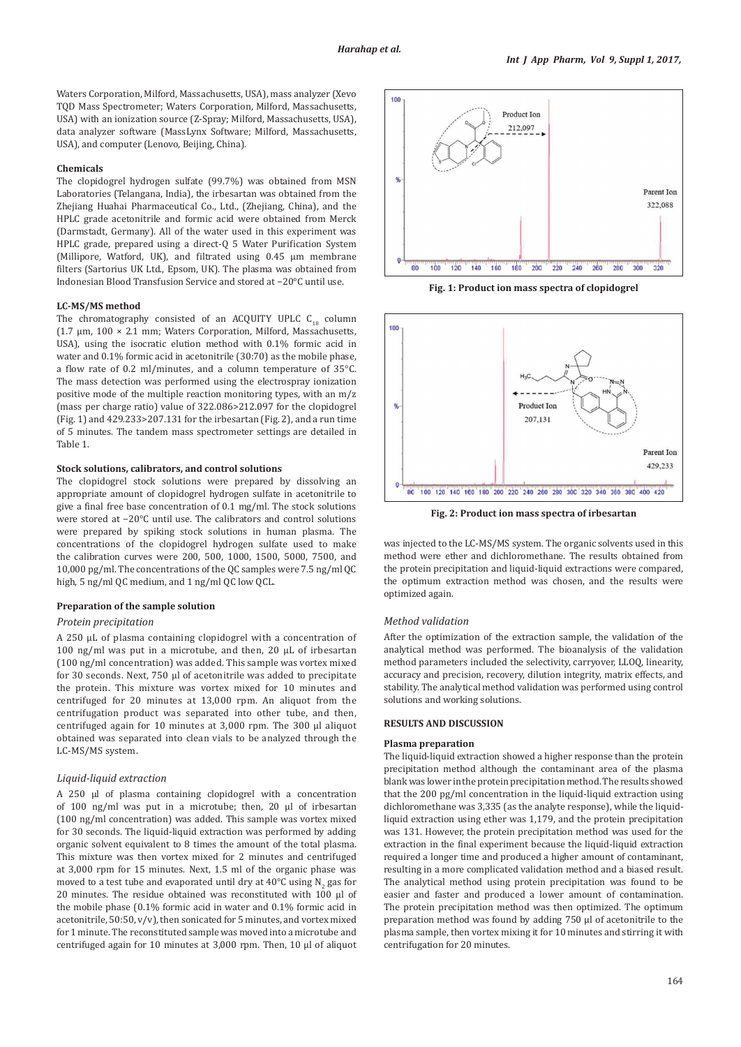Waters Corporation, Milford, Massachusetts, USA), mass analyzer (Xevo TQD Mass Spectrometer; Waters Corporation, Milford, Massachusetts, USA) with an ionization source (Z-Spray; Milford, Massachusetts, USA), data analyzer software (MassLynx Software; Milford, Massachusetts, USA), and computer (Lenovo, Beijing, China).

#### Chemicals

The clopidogrel hydrogen sulfate (99.7%) was obtained from MSN Laboratories (Telangana, India), the irbesartan was obtained from the Zhejiang Huahai Pharmaceutical Co., Ltd., (Zhejiang, China), and the HPLC grade acetonitrile and formic acid were obtained from Merck (Darmstadt, Germany). All of the water used in this experiment was HPLC grade, prepared using a direct-Q 5 Water Purification System (Millipore, Watford, UK), and filtrated using 0.45 µm membrane filters (Sartorius UK Ltd., Epsom, UK). The plasma was obtained from Indonesian Blood Transfusion Service and stored at −20°C until use.

#### LC-MS/MS method

The chromatography consisted of an ACQUITY UPLC $C_{18}$ column (1.7 µm, 100 × 2.1 mm; Waters Corporation, Milford, Massachusetts, USA), using the isocratic elution method with 0.1% formic acid in water and 0.1% formic acid in acetonitrile (30:70) as the mobile phase, a flow rate of 0.2 ml/minutes, and a column temperature of 35°C. The mass detection was performed using the electrospray ionization positive mode of the multiple reaction monitoring types, with an m/z (mass per charge ratio) value of 322.086>212.097 for the clopidogrel (Fig. 1) and 429.233>207.131 for the irbesartan (Fig. 2), and a run time of 5 minutes. The tandem mass spectrometer settings are detailed in Table 1.

#### Stock solutions, calibrators, and control solutions

The clopidogrel stock solutions were prepared by dissolving an appropriate amount of clopidogrel hydrogen sulfate in acetonitrile to give a final free base concentration of 0.1 mg/ml. The stock solutions were stored at −20°C until use. The calibrators and control solutions were prepared by spiking stock solutions in human plasma. The concentrations of the clopidogrel hydrogen sulfate used to make the calibration curves were 200, 500, 1000, 1500, 5000, 7500, and 10,000 pg/ml. The concentrations of the QC samples were 7.5 ng/ml QC high, 5 ng/ml QC medium, and 1 ng/ml QC low QCL.

#### Preparation of the sample solution

*Protein precipitation*

A 250 µL of plasma containing clopidogrel with a concentration of 100 ng/ml was put in a microtube, and then, 20 µL of irbesartan (100 ng/ml concentration) was added. This sample was vortex mixed for 30 seconds. Next, 750 µl of acetonitrile was added to precipitate the protein. This mixture was vortex mixed for 10 minutes and centrifuged for 20 minutes at 13,000 rpm. An aliquot from the centrifugation product was separated into other tube, and then, centrifuged again for 10 minutes at 3,000 rpm. The 300 µl aliquot obtained was separated into clean vials to be analyzed through the LC-MS/MS system.

*Liquid-liquid extraction*

A 250 µl of plasma containing clopidogrel with a concentration of 100 ng/ml was put in a microtube; then, 20 µl of irbesartan (100 ng/ml concentration) was added. This sample was vortex mixed for 30 seconds. The liquid-liquid extraction was performed by adding organic solvent equivalent to 8 times the amount of the total plasma. This mixture was then vortex mixed for 2 minutes and centrifuged at 3,000 rpm for 15 minutes. Next, 1.5 ml of the organic phase was moved to a test tube and evaporated until dry at 40°C using $N_2$ gas for 20 minutes. The residue obtained was reconstituted with 100 µl of the mobile phase (0.1% formic acid in water and 0.1% formic acid in acetonitrile, 50:50, v/v), then sonicated for 5 minutes, and vortex mixed for 1 minute. The reconstituted sample was moved into a microtube and centrifuged again for 10 minutes at 3,000 rpm. Then, 10 µl of aliquot was injected to the LC-MS/MS system. The organic solvents used in this method were ether and dichloromethane. The results obtained from the protein precipitation and liquid-liquid extractions were compared, the optimum extraction method was chosen, and the results were optimized again.

Fig. 1: Product ion mass spectra of clopidogrel

Fig. 2: Product ion mass spectra of irbesartan

*Method validation*

After the optimization of the extraction sample, the validation of the analytical method was performed. The bioanalysis of the validation method parameters included the selectivity, carryover, LLOQ, linearity, accuracy and precision, recovery, dilution integrity, matrix effects, and stability. The analytical method validation was performed using control solutions and working solutions.

## RESULTS AND DISCUSSION

#### Plasma preparation

The liquid-liquid extraction showed a higher response than the protein precipitation method although the contaminant area of the plasma blank was lower in the protein precipitation method. The results showed that the 200 pg/ml concentration in the liquid-liquid extraction using dichloromethane was 3,335 (as the analyte response), while the liquid-liquid extraction using ether was 1,179, and the protein precipitation was 131. However, the protein precipitation method was used for the extraction in the final experiment because the liquid-liquid extraction required a longer time and produced a higher amount of contaminant, resulting in a more complicated validation method and a biased result. The analytical method using protein precipitation was found to be easier and faster and produced a lower amount of contamination. The protein precipitation method was then optimized. The optimum preparation method was found by adding 750 µl of acetonitrile to the plasma sample, then vortex mixing it for 10 minutes and stirring it with centrifugation for 20 minutes.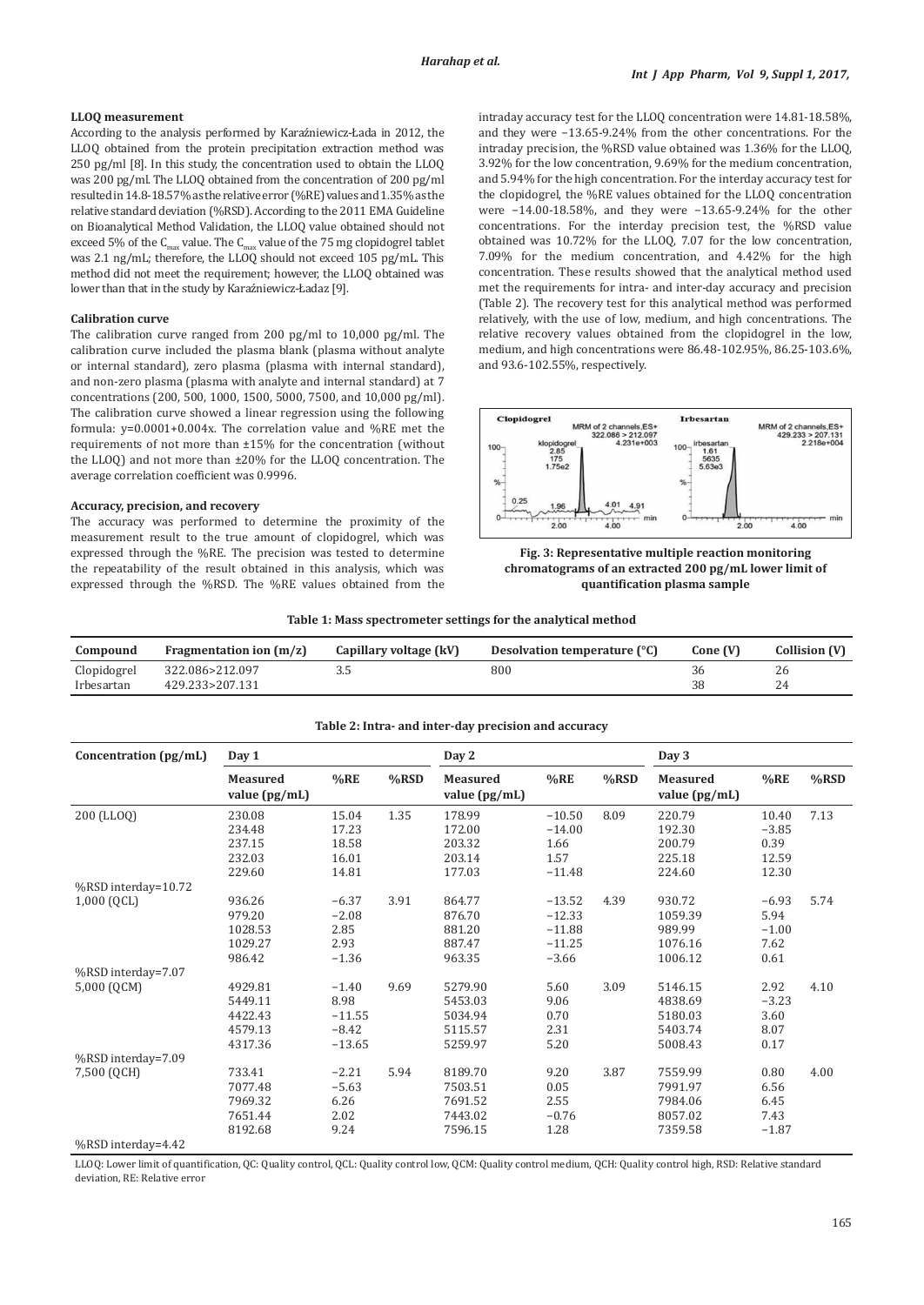### LLOQ measurement

According to the analysis performed by Karaźniewicz-Łada in 2012, the LLOQ obtained from the protein precipitation extraction method was 250 pg/ml [8]. In this study, the concentration used to obtain the LLOQ was 200 pg/ml. The LLOQ obtained from the concentration of 200 pg/ml resulted in 14.8-18.57% as the relative error (%RE) values and 1.35% as the relative standard deviation (%RSD). According to the 2011 EMA Guideline on Bioanalytical Method Validation, the LLOQ value obtained should not exceed 5% of the $C_{max}$ value. The $C_{max}$ value of the 75 mg clopidogrel tablet was 2.1 ng/mL; therefore, the LLOQ should not exceed 105 pg/mL. This method did not meet the requirement; however, the LLOQ obtained was lower than that in the study by Karaźniewicz-Ładaz [9].

### Calibration curve

The calibration curve ranged from 200 pg/ml to 10,000 pg/ml. The calibration curve included the plasma blank (plasma without analyte or internal standard), zero plasma (plasma with internal standard), and non-zero plasma (plasma with analyte and internal standard) at 7 concentrations (200, 500, 1000, 1500, 5000, 7500, and 10,000 pg/ml). The calibration curve showed a linear regression using the following formula: y=0.0001+0.004x. The correlation value and %RE met the requirements of not more than ±15% for the concentration (without the LLOQ) and not more than ±20% for the LLOQ concentration. The average correlation coefficient was 0.9996.

### Accuracy, precision, and recovery

The accuracy was performed to determine the proximity of the measurement result to the true amount of clopidogrel, which was expressed through the %RE. The precision was tested to determine the repeatability of the result obtained in this analysis, which was expressed through the %RSD. The %RE values obtained from the intraday accuracy test for the LLOQ concentration were 14.81-18.58%, and they were −13.65-9.24% from the other concentrations. For the intraday precision, the %RSD value obtained was 1.36% for the LLOQ, 3.92% for the low concentration, 9.69% for the medium concentration, and 5.94% for the high concentration. For the interday accuracy test for the clopidogrel, the %RE values obtained for the LLOQ concentration were −14.00-18.58%, and they were −13.65-9.24% for the other concentrations. For the interday precision test, the %RSD value obtained was 10.72% for the LLOQ, 7.07 for the low concentration, 7.09% for the medium concentration, and 4.42% for the high concentration. These results showed that the analytical method used met the requirements for intra- and inter-day accuracy and precision (Table 2). The recovery test for this analytical method was performed relatively, with the use of low, medium, and high concentrations. The relative recovery values obtained from the clopidogrel in the low, medium, and high concentrations were 86.48-102.95%, 86.25-103.6%, and 93.6-102.55%, respectively.

**Fig. 3: Representative multiple reaction monitoring chromatograms of an extracted 200 pg/mL lower limit of quantification plasma sample**

**Table 1: Mass spectrometer settings for the analytical method**

| Compound | Fragmentation ion (m/z) | Capillary voltage (kV) | Desolvation temperature (°C) | Cone (V) | Collision (V) |
|---|---|---|---|---|---|
| Clopidogrel | 322.086>212.097 | 3.5 | 800 | 36 | 26 |
| Irbesartan | 429.233>207.131 | | | 38 | 24 |

**Table 2: Intra- and inter-day precision and accuracy**

| Concentration (pg/mL) | Day 1 | | | Day 2 | | | Day 3 | | |
|---|---|---|---|---|---|---|---|---|---|
| | Measured value (pg/mL) | %RE | %RSD | Measured value (pg/mL) | %RE | %RSD | Measured value (pg/mL) | %RE | %RSD |
| 200 (LLOQ) | 230.08 | 15.04 | 1.35 | 178.99 | −10.50 | 8.09 | 220.79 | 10.40 | 7.13 |
| | 234.48 | 17.23 | | 172.00 | −14.00 | | 192.30 | −3.85 | |
| | 237.15 | 18.58 | | 203.32 | 1.66 | | 200.79 | 0.39 | |
| | 232.03 | 16.01 | | 203.14 | 1.57 | | 225.18 | 12.59 | |
| | 229.60 | 14.81 | | 177.03 | −11.48 | | 224.60 | 12.30 | |
| %RSD interday=10.72 | | | | | | | | | |
| 1,000 (QCL) | 936.26 | −6.37 | 3.91 | 864.77 | −13.52 | 4.39 | 930.72 | −6.93 | 5.74 |
| | 979.20 | −2.08 | | 876.70 | −12.33 | | 1059.39 | 5.94 | |
| | 1028.53 | 2.85 | | 881.20 | −11.88 | | 989.99 | −1.00 | |
| | 1029.27 | 2.93 | | 887.47 | −11.25 | | 1076.16 | 7.62 | |
| | 986.42 | −1.36 | | 963.35 | −3.66 | | 1006.12 | 0.61 | |
| %RSD interday=7.07 | | | | | | | | | |
| 5,000 (QCM) | 4929.81 | −1.40 | 9.69 | 5279.90 | 5.60 | 3.09 | 5146.15 | 2.92 | 4.10 |
| | 5449.11 | 8.98 | | 5453.03 | 9.06 | | 4838.69 | −3.23 | |
| | 4422.43 | −11.55 | | 5034.94 | 0.70 | | 5180.03 | 3.60 | |
| | 4579.13 | −8.42 | | 5115.57 | 2.31 | | 5403.74 | 8.07 | |
| | 4317.36 | −13.65 | | 5259.97 | 5.20 | | 5008.43 | 0.17 | |
| %RSD interday=7.09 | | | | | | | | | |
| 7,500 (QCH) | 733.41 | −2.21 | 5.94 | 8189.70 | 9.20 | 3.87 | 7559.99 | 0.80 | 4.00 |
| | 7077.48 | −5.63 | | 7503.51 | 0.05 | | 7991.97 | 6.56 | |
| | 7969.32 | 6.26 | | 7691.52 | 2.55 | | 7984.06 | 6.45 | |
| | 7651.44 | 2.02 | | 7443.02 | −0.76 | | 8057.02 | 7.43 | |
| | 8192.68 | 9.24 | | 7596.15 | 1.28 | | 7359.58 | −1.87 | |
| %RSD interday=4.42 | | | | | | | | | |

LLOQ: Lower limit of quantification, QC: Quality control, QCL: Quality control low, QCM: Quality control medium, QCH: Quality control high, RSD: Relative standard deviation, RE: Relative error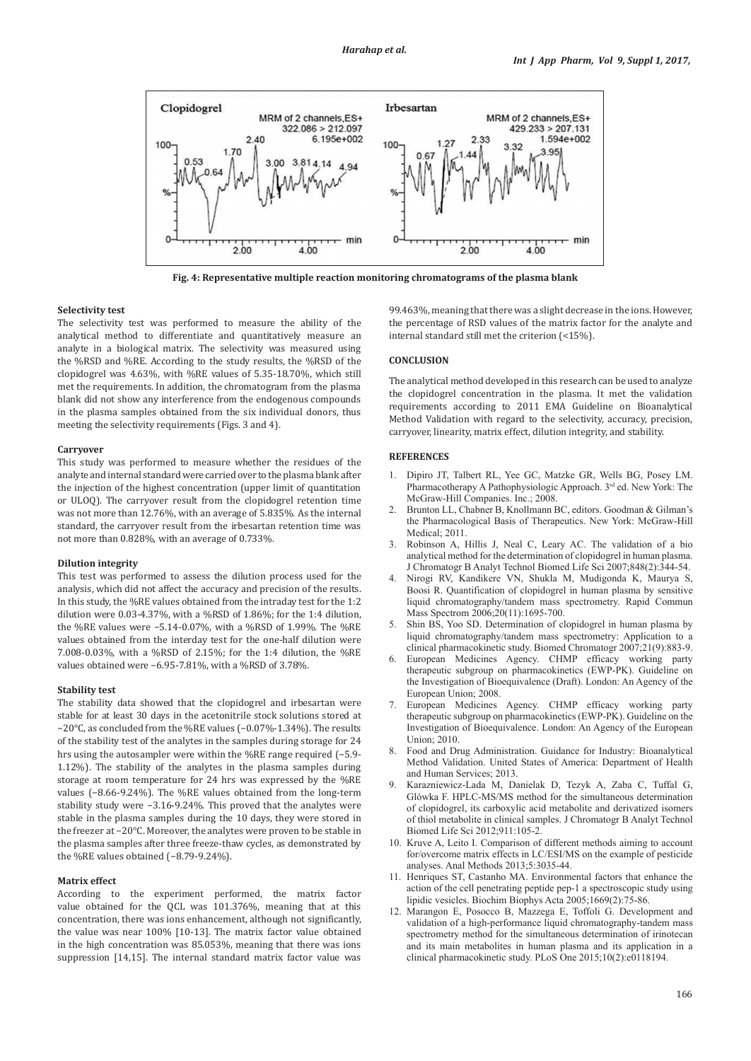Fig. 4: Representative multiple reaction monitoring chromatograms of the plasma blank

#### Selectivity test

The selectivity test was performed to measure the ability of the analytical method to differentiate and quantitatively measure an analyte in a biological matrix. The selectivity was measured using the %RSD and %RE. According to the study results, the %RSD of the clopidogrel was 4.63%, with %RE values of 5.35-18.70%, which still met the requirements. In addition, the chromatogram from the plasma blank did not show any interference from the endogenous compounds in the plasma samples obtained from the six individual donors, thus meeting the selectivity requirements (Figs. 3 and 4).

#### Carryover

This study was performed to measure whether the residues of the analyte and internal standard were carried over to the plasma blank after the injection of the highest concentration (upper limit of quantitation or ULOQ). The carryover result from the clopidogrel retention time was not more than 12.76%, with an average of 5.835%. As the internal standard, the carryover result from the irbesartan retention time was not more than 0.828%, with an average of 0.733%.

#### Dilution integrity

This test was performed to assess the dilution process used for the analysis, which did not affect the accuracy and precision of the results. In this study, the %RE values obtained from the intraday test for the 1:2 dilution were 0.03-4.37%, with a %RSD of 1.86%; for the 1:4 dilution, the %RE values were −5.14-0.07%, with a %RSD of 1.99%. The %RE values obtained from the interday test for the one-half dilution were 7.008-0.03%, with a %RSD of 2.15%; for the 1:4 dilution, the %RE values obtained were −6.95-7.81%, with a %RSD of 3.78%.

#### Stability test

The stability data showed that the clopidogrel and irbesartan were stable for at least 30 days in the acetonitrile stock solutions stored at −20°C, as concluded from the %RE values (−0.07%-1.34%). The results of the stability test of the analytes in the samples during storage for 24 hrs using the autosampler were within the %RE range required (−5.9-1.12%). The stability of the analytes in the plasma samples during storage at room temperature for 24 hrs was expressed by the %RE values (−8.66-9.24%). The %RE values obtained from the long-term stability study were −3.16-9.24%. This proved that the analytes were stable in the plasma samples during the 10 days, they were stored in the freezer at −20°C. Moreover, the analytes were proven to be stable in the plasma samples after three freeze-thaw cycles, as demonstrated by the %RE values obtained (−8.79-9.24%).

#### Matrix effect

According to the experiment performed, the matrix factor value obtained for the QCL was 101.376%, meaning that at this concentration, there was ions enhancement, although not significantly, the value was near 100% [10-13]. The matrix factor value obtained in the high concentration was 85.053%, meaning that there was ions suppression [14,15]. The internal standard matrix factor value was 99.463%, meaning that there was a slight decrease in the ions. However, the percentage of RSD values of the matrix factor for the analyte and internal standard still met the criterion (<15%).

#### CONCLUSION

The analytical method developed in this research can be used to analyze the clopidogrel concentration in the plasma. It met the validation requirements according to 2011 EMA Guideline on Bioanalytical Method Validation with regard to the selectivity, accuracy, precision, carryover, linearity, matrix effect, dilution integrity, and stability.

#### REFERENCES

1. Dipiro JT, Talbert RL, Yee GC, Matzke GR, Wells BG, Posey LM. Pharmacotherapy A Pathophysiologic Approach. 3rd ed. New York: The McGraw-Hill Companies. Inc.; 2008.
2. Brunton LL, Chabner B, Knollmann BC, editors. Goodman & Gilman's the Pharmacological Basis of Therapeutics. New York: McGraw-Hill Medical; 2011.
3. Robinson A, Hillis J, Neal C, Leary AC. The validation of a bio analytical method for the determination of clopidogrel in human plasma. J Chromatogr B Analyt Technol Biomed Life Sci 2007;848(2):344-54.
4. Nirogi RV, Kandikere VN, Shukla M, Mudigonda K, Maurya S, Boosi R. Quantification of clopidogrel in human plasma by sensitive liquid chromatography/tandem mass spectrometry. Rapid Commun Mass Spectrom 2006;20(11):1695-700.
5. Shin BS, Yoo SD. Determination of clopidogrel in human plasma by liquid chromatography/tandem mass spectrometry: Application to a clinical pharmacokinetic study. Biomed Chromatogr 2007;21(9):883-9.
6. European Medicines Agency. CHMP efficacy working party therapeutic subgroup on pharmacokinetics (EWP-PK). Guideline on the Investigation of Bioequivalence (Draft). London: An Agency of the European Union; 2008.
7. European Medicines Agency. CHMP efficacy working party therapeutic subgroup on pharmacokinetics (EWP-PK). Guideline on the Investigation of Bioequivalence. London: An Agency of the European Union; 2010.
8. Food and Drug Administration. Guidance for Industry: Bioanalytical Method Validation. United States of America: Department of Health and Human Services; 2013.
9. Karazniewicz-Lada M, Danielak D, Tezyk A, Zaba C, Tuffal G, Główka F. HPLC-MS/MS method for the simultaneous determination of clopidogrel, its carboxylic acid metabolite and derivatized isomers of thiol metabolite in clinical samples. J Chromatogr B Analyt Technol Biomed Life Sci 2012;911:105-2.
10. Kruve A, Leito I. Comparison of different methods aiming to account for/overcome matrix effects in LC/ESI/MS on the example of pesticide analyses. Anal Methods 2013;5:3035-44.
11. Henriques ST, Castanho MA. Environmental factors that enhance the action of the cell penetrating peptide pep-1 a spectroscopic study using lipidic vesicles. Biochim Biophys Acta 2005;1669(2):75-86.
12. Marangon E, Posocco B, Mazzega E, Toffoli G. Development and validation of a high-performance liquid chromatography-tandem mass spectrometry method for the simultaneous determination of irinotecan and its main metabolites in human plasma and its application in a clinical pharmacokinetic study. PLoS One 2015;10(2):e0118194.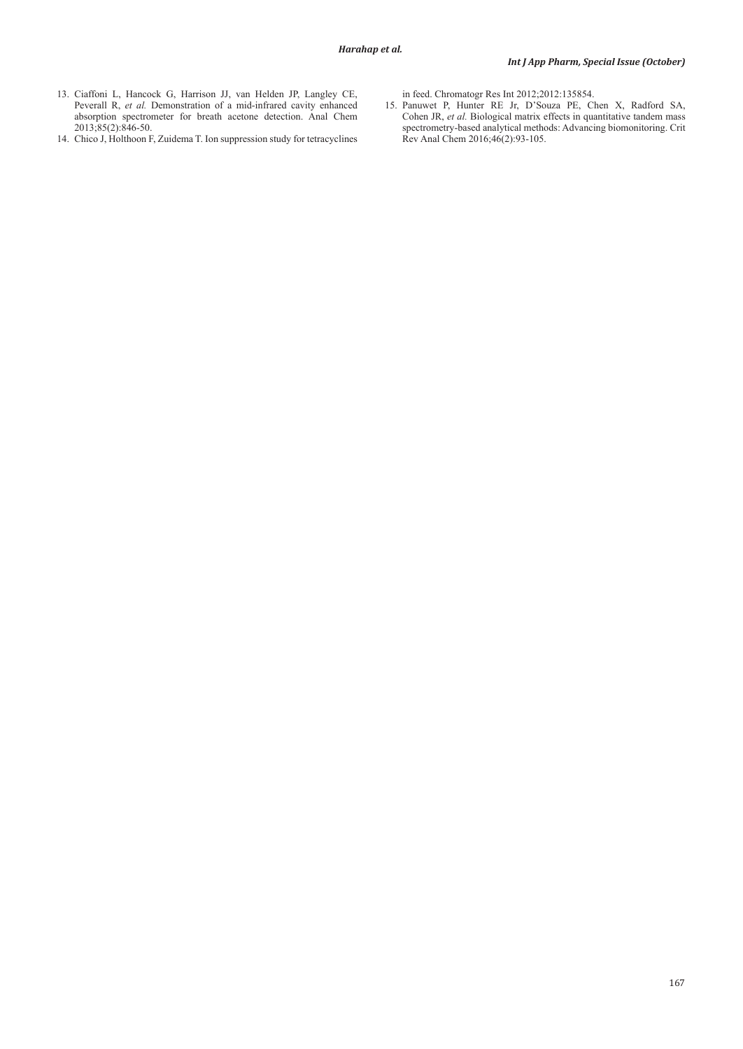13. Ciaffoni L, Hancock G, Harrison JJ, van Helden JP, Langley CE, Peverall R, *et al.* Demonstration of a mid-infrared cavity enhanced absorption spectrometer for breath acetone detection. Anal Chem 2013;85(2):846-50.
14. Chico J, Holthoon F, Zuidema T. Ion suppression study for tetracyclines in feed. Chromatogr Res Int 2012;2012:135854.
15. Panuwet P, Hunter RE Jr, D'Souza PE, Chen X, Radford SA, Cohen JR, *et al.* Biological matrix effects in quantitative tandem mass spectrometry-based analytical methods: Advancing biomonitoring. Crit Rev Anal Chem 2016;46(2):93-105.